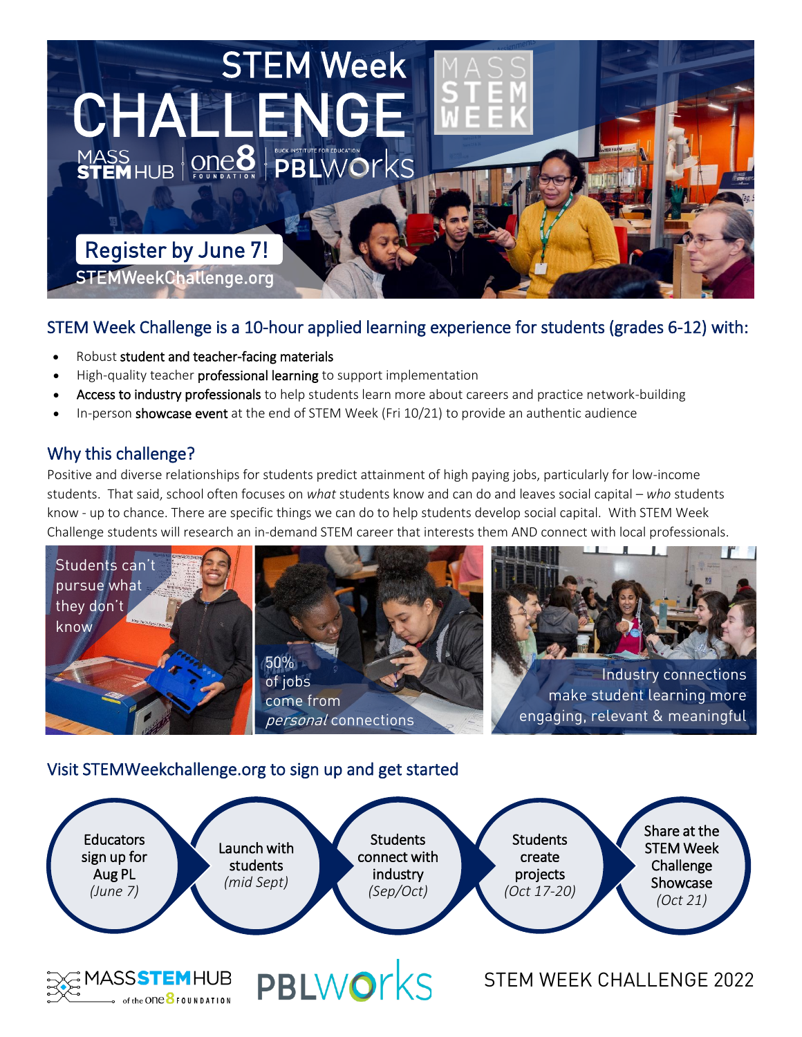# STEM Week CHALLENGE

MASS STEM HUB | one8 FOUNDATION | BUCK INSTITUTE FOR EDUCATION PBLWorks

MASS STEM WEEK

**Register by June 7!**

STEMWeekChallenge.org

## STEM Week Challenge is a 10-hour applied learning experience for students (grades 6-12) with:

- Robust student and teacher-facing materials
- High-quality teacher professional learning to support implementation
- Access to industry professionals to help students learn more about careers and practice network-building
- In-person showcase event at the end of STEM Week (Fri 10/21) to provide an authentic audience

## Why this challenge?

Positive and diverse relationships for students predict attainment of high paying jobs, particularly for low-income students. That said, school often focuses on *what* students know and can do and leaves social capital – *who* students know - up to chance. There are specific things we can do to help students develop social capital. With STEM Week Challenge students will research an in-demand STEM career that interests them AND connect with local professionals.

Students can't pursue what they don't know

50% of jobs come from *personal* connections

Industry connections make student learning more engaging, relevant & meaningful

## Visit STEMWeekchallenge.org to sign up and get started

1. Educators sign up for Aug PL *(June 7)*
2. Launch with students *(mid Sept)*
3. Students connect with industry *(Sep/Oct)*
4. Students create projects *(Oct 17-20)*
5. Share at the STEM Week Challenge Showcase *(Oct 21)*

MASS STEM HUB of the one8 FOUNDATION

PBLWorks

STEM WEEK CHALLENGE 2022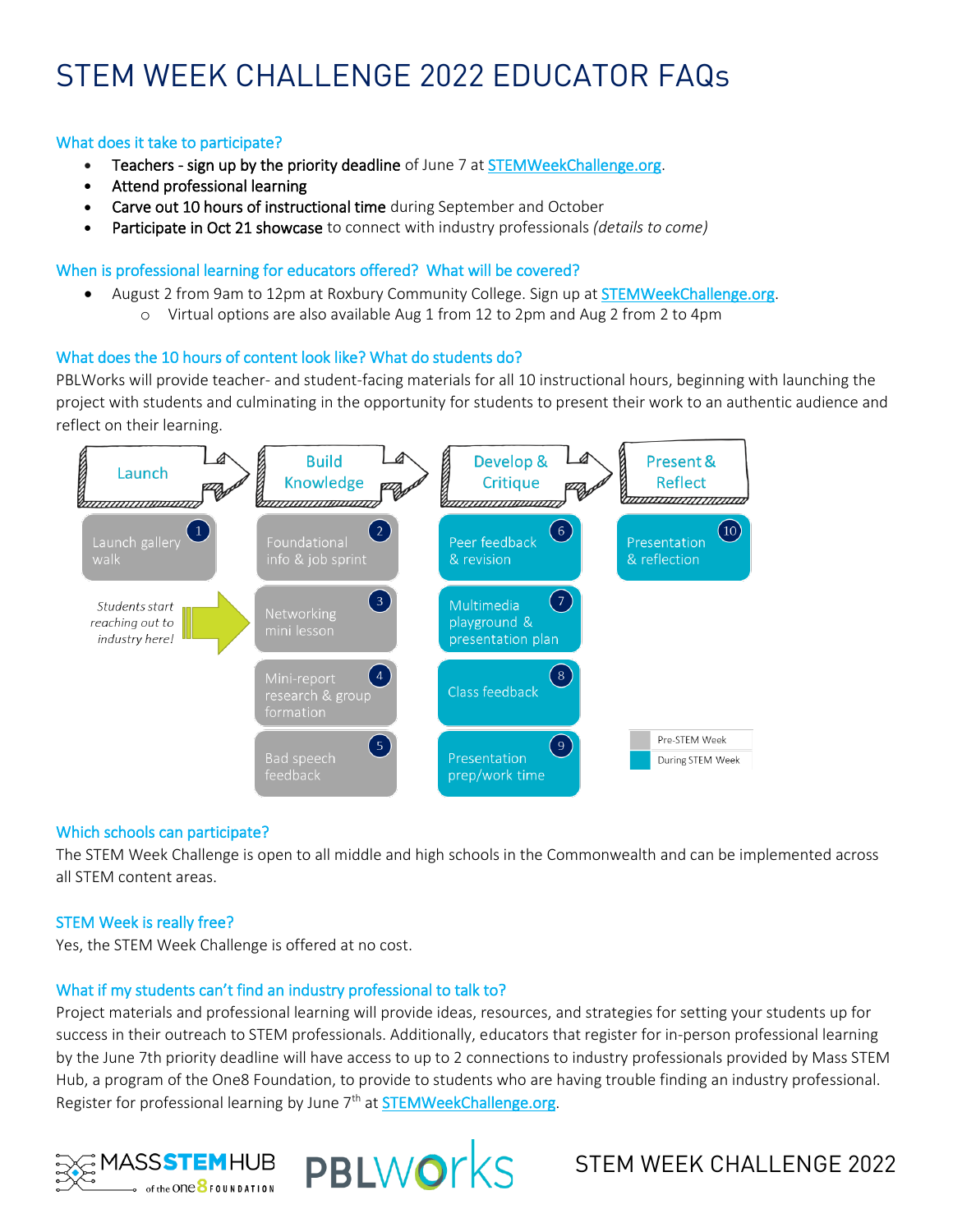# STEM WEEK CHALLENGE 2022 EDUCATOR FAQs

### What does it take to participate?

- **Teachers - sign up by the priority deadline** of June 7 at STEMWeekChallenge.org.
- **Attend professional learning**
- **Carve out 10 hours of instructional time** during September and October
- **Participate in Oct 21 showcase** to connect with industry professionals *(details to come)*

### When is professional learning for educators offered? What will be covered?

- August 2 from 9am to 12pm at Roxbury Community College. Sign up at STEMWeekChallenge.org.
  - Virtual options are also available Aug 1 from 12 to 2pm and Aug 2 from 2 to 4pm

### What does the 10 hours of content look like? What do students do?

PBLWorks will provide teacher- and student-facing materials for all 10 instructional hours, beginning with launching the project with students and culminating in the opportunity for students to present their work to an authentic audience and reflect on their learning.

Launch
1. Launch gallery walk

*Students start reaching out to industry here!*

Build Knowledge
2. Foundational info & job sprint
3. Networking mini lesson
4. Mini-report research & group formation
5. Bad speech feedback

Develop & Critique
6. Peer feedback & revision
7. Multimedia playground & presentation plan
8. Class feedback
9. Presentation prep/work time

Present & Reflect
10. Presentation & reflection

Pre-STEM Week
During STEM Week

### Which schools can participate?

The STEM Week Challenge is open to all middle and high schools in the Commonwealth and can be implemented across all STEM content areas.

### STEM Week is really free?

Yes, the STEM Week Challenge is offered at no cost.

### What if my students can't find an industry professional to talk to?

Project materials and professional learning will provide ideas, resources, and strategies for setting your students up for success in their outreach to STEM professionals. Additionally, educators that register for in-person professional learning by the June 7th priority deadline will have access to up to 2 connections to industry professionals provided by Mass STEM Hub, a program of the One8 Foundation, to provide to students who are having trouble finding an industry professional. Register for professional learning by June 7th at STEMWeekChallenge.org.

MASS STEM HUB of the one8 FOUNDATION

PBLWorks

STEM WEEK CHALLENGE 2022